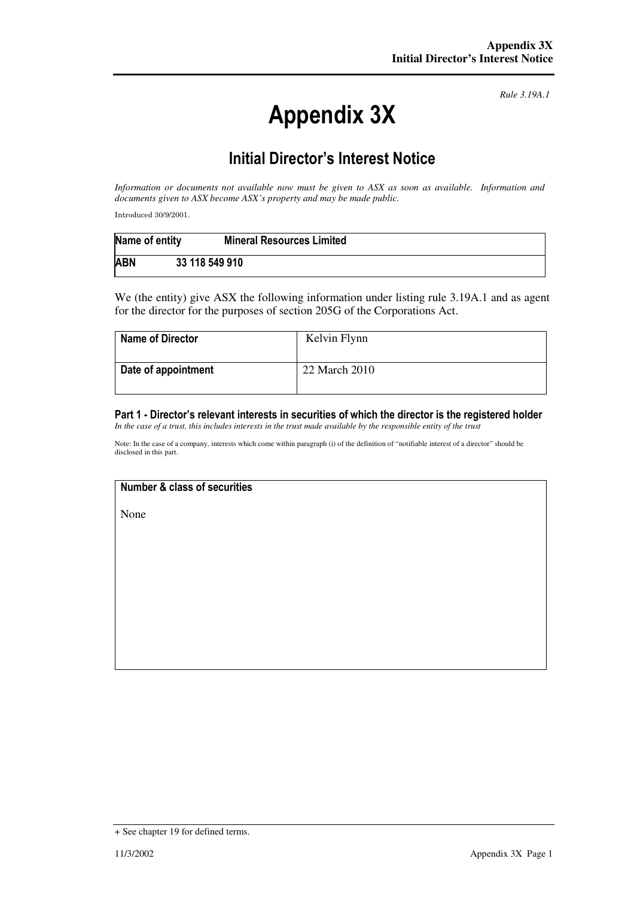*Rule 3.19A.1*

# Appendix 3X

## Initial Director's Interest Notice

*Information or documents not available now must be given to ASX as soon as available. Information and documents given to ASX become ASX's property and may be made public.*

Introduced 30/9/2001.

| Name of entity | Mineral Resources Limited |
| --- | --- |
| ABN | 33 118 549 910 |

We (the entity) give ASX the following information under listing rule 3.19A.1 and as agent for the director for the purposes of section 205G of the Corporations Act.

| Name of Director | Kelvin Flynn |
| --- | --- |
| Date of appointment | 22 March 2010 |

### Part 1 - Director's relevant interests in securities of which the director is the registered holder

*In the case of a trust, this includes interests in the trust made available by the responsible entity of the trust*

Note: In the case of a company, interests which come within paragraph (i) of the definition of "notifiable interest of a director" should be disclosed in this part.

| Number & class of securities |
| --- |
| None |

+ See chapter 19 for defined terms.

11/3/2002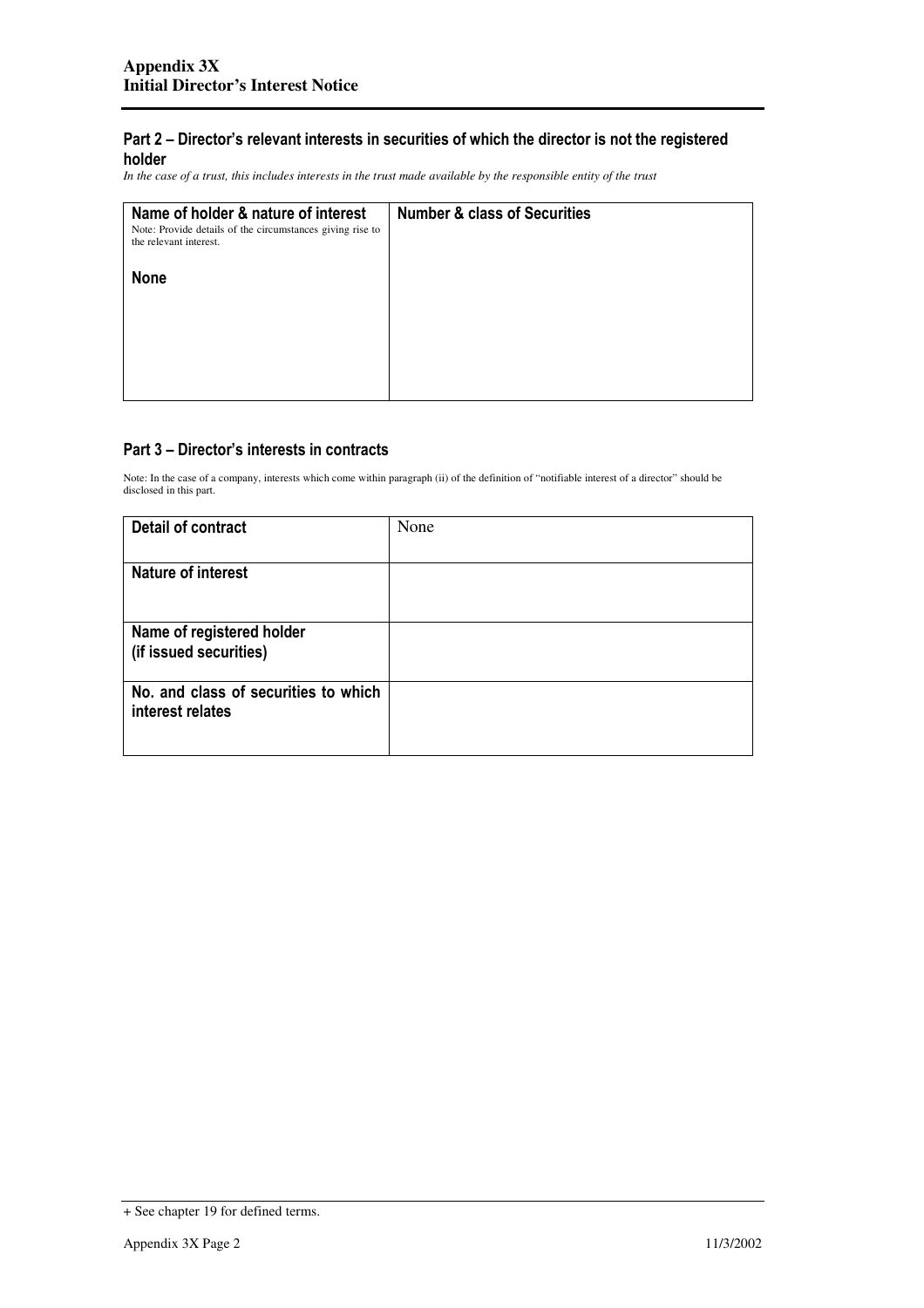## Part 2 – Director's relevant interests in securities of which the director is not the registered holder

*In the case of a trust, this includes interests in the trust made available by the responsible entity of the trust*

| Name of holder & nature of interest<br>Note: Provide details of the circumstances giving rise to the relevant interest.<br><br>**None** | Number & class of Securities |
|---|---|

## Part 3 – Director's interests in contracts

Note: In the case of a company, interests which come within paragraph (ii) of the definition of "notifiable interest of a director" should be disclosed in this part.

| | |
|---|---|
| **Detail of contract** | None |
| **Nature of interest** | |
| **Name of registered holder (if issued securities)** | |
| **No. and class of securities to which interest relates** | |

+ See chapter 19 for defined terms.